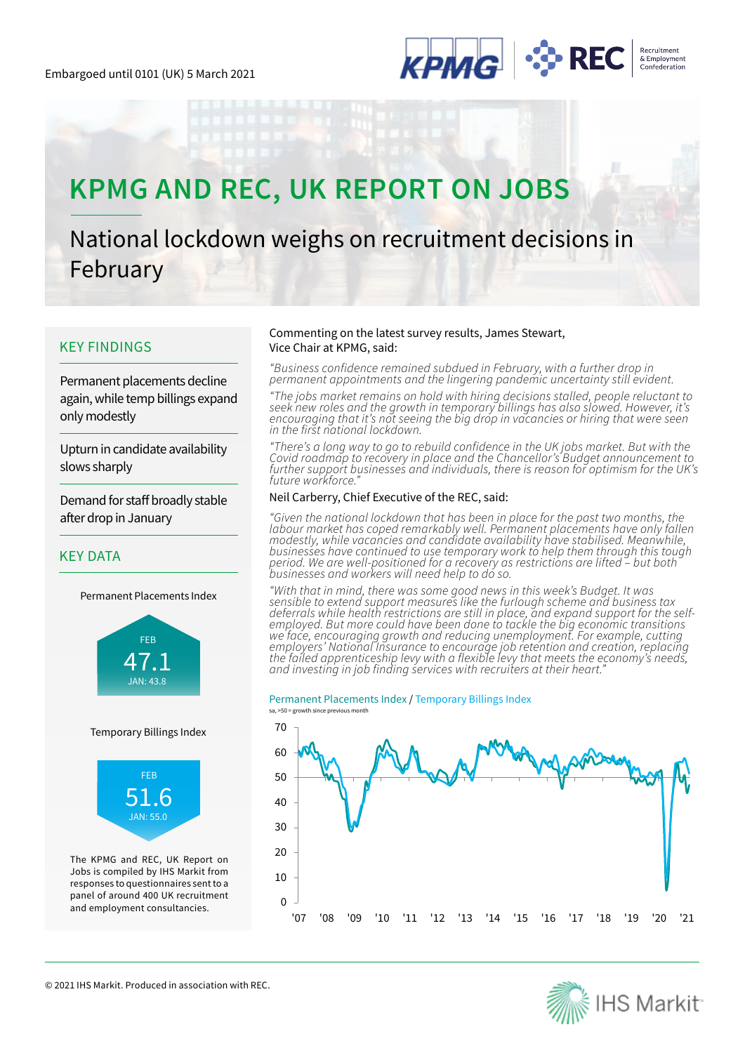Embargoed until 0101 (UK) 5 March 2021

# KPMG AND REC, UK REPORT ON JOBS

## National lockdown weighs on recruitment decisions in February

### KEY FINDINGS

Permanent placements decline again, while temp billings expand only modestly

Upturn in candidate availability slows sharply

Demand for staff broadly stable after drop in January

### KEY DATA

Permanent Placements Index

FEB
47.1
JAN: 43.8

Temporary Billings Index

FEB
51.6
JAN: 55.0

The KPMG and REC, UK Report on Jobs is compiled by IHS Markit from responses to questionnaires sent to a panel of around 400 UK recruitment and employment consultancies.

Commenting on the latest survey results, James Stewart, Vice Chair at KPMG, said:

*"Business confidence remained subdued in February, with a further drop in permanent appointments and the lingering pandemic uncertainty still evident.*

*"The jobs market remains on hold with hiring decisions stalled, people reluctant to seek new roles and the growth in temporary billings has also slowed. However, it's encouraging that it's not seeing the big drop in vacancies or hiring that were seen in the first national lockdown.*

*"There's a long way to go to rebuild confidence in the UK jobs market. But with the Covid roadmap to recovery in place and the Chancellor's Budget announcement to further support businesses and individuals, there is reason for optimism for the UK's future workforce."*

Neil Carberry, Chief Executive of the REC, said:

*"Given the national lockdown that has been in place for the past two months, the labour market has coped remarkably well. Permanent placements have only fallen modestly, while vacancies and candidate availability have stabilised. Meanwhile, businesses have continued to use temporary work to help them through this tough period. We are well-positioned for a recovery as restrictions are lifted – but both businesses and workers will need help to do so.*

*"With that in mind, there was some good news in this week's Budget. It was sensible to extend support measures like the furlough scheme and business tax deferrals while health restrictions are still in place, and expand support for the self-employed. But more could have been done to tackle the big economic transitions we face, encouraging growth and reducing unemployment. For example, cutting employers' National Insurance to encourage job retention and creation, replacing the failed apprenticeship levy with a flexible levy that meets the economy's needs, and investing in job finding services with recruiters at their heart."*

Permanent Placements Index / Temporary Billings Index

sa, >50 = growth since previous month

© 2021 IHS Markit. Produced in association with REC.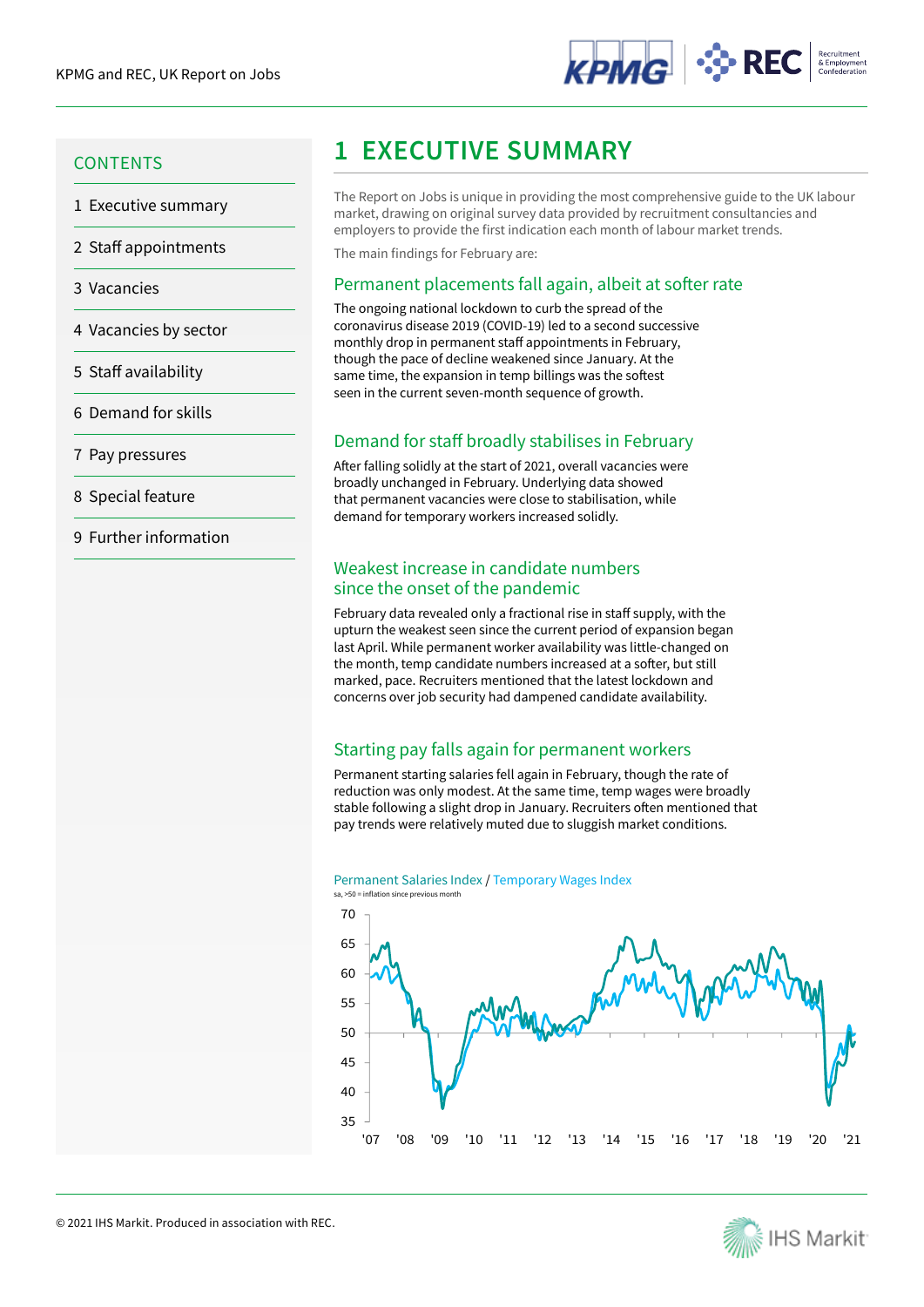## CONTENTS

1 Executive summary
2 Staff appointments
3 Vacancies
4 Vacancies by sector
5 Staff availability
6 Demand for skills
7 Pay pressures
8 Special feature
9 Further information

# 1 EXECUTIVE SUMMARY

The Report on Jobs is unique in providing the most comprehensive guide to the UK labour market, drawing on original survey data provided by recruitment consultancies and employers to provide the first indication each month of labour market trends.

The main findings for February are:

### Permanent placements fall again, albeit at softer rate

The ongoing national lockdown to curb the spread of the coronavirus disease 2019 (COVID-19) led to a second successive monthly drop in permanent staff appointments in February, though the pace of decline weakened since January. At the same time, the expansion in temp billings was the softest seen in the current seven-month sequence of growth.

### Demand for staff broadly stabilises in February

After falling solidly at the start of 2021, overall vacancies were broadly unchanged in February. Underlying data showed that permanent vacancies were close to stabilisation, while demand for temporary workers increased solidly.

### Weakest increase in candidate numbers since the onset of the pandemic

February data revealed only a fractional rise in staff supply, with the upturn the weakest seen since the current period of expansion began last April. While permanent worker availability was little-changed on the month, temp candidate numbers increased at a softer, but still marked, pace. Recruiters mentioned that the latest lockdown and concerns over job security had dampened candidate availability.

### Starting pay falls again for permanent workers

Permanent starting salaries fell again in February, though the rate of reduction was only modest. At the same time, temp wages were broadly stable following a slight drop in January. Recruiters often mentioned that pay trends were relatively muted due to sluggish market conditions.

Permanent Salaries Index / Temporary Wages Index
sa, >50 = inflation since previous month

© 2021 IHS Markit. Produced in association with REC.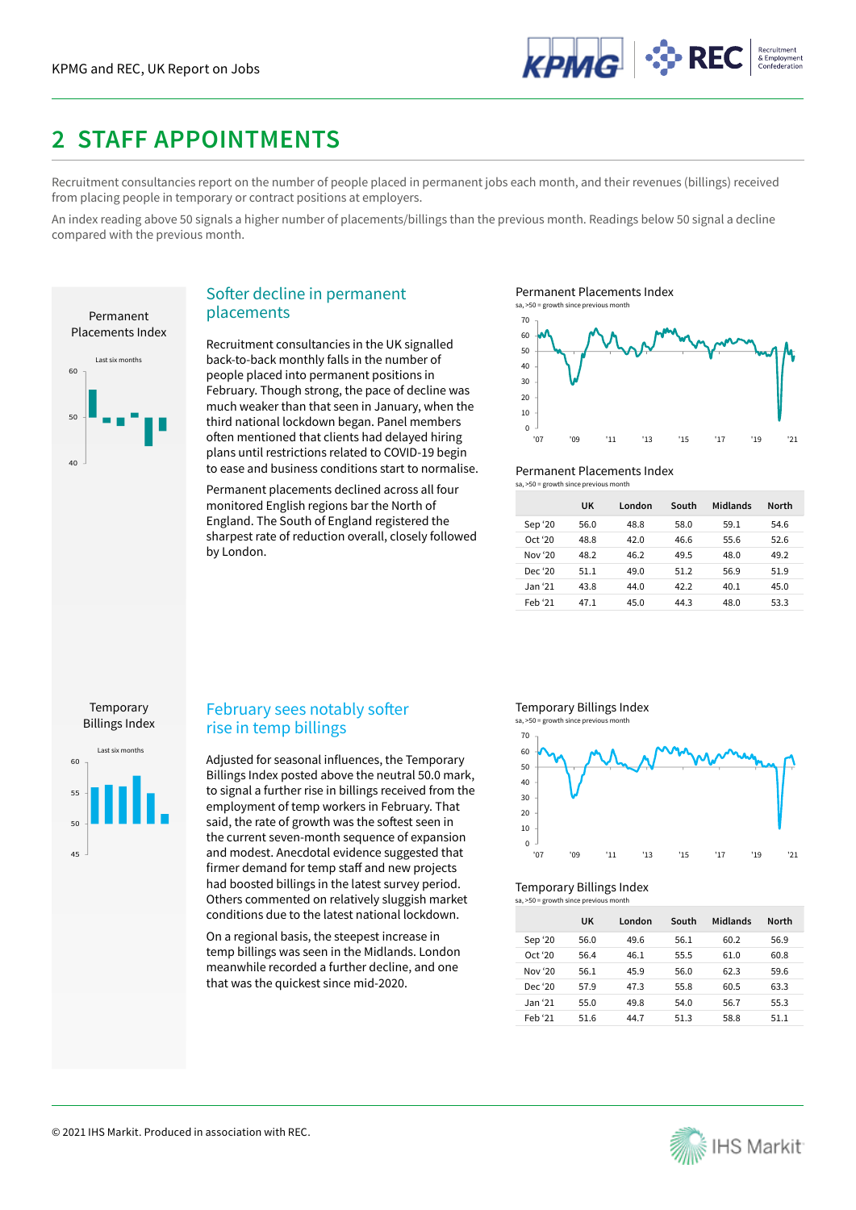# 2 STAFF APPOINTMENTS

Recruitment consultancies report on the number of people placed in permanent jobs each month, and their revenues (billings) received from placing people in temporary or contract positions at employers.

An index reading above 50 signals a higher number of placements/billings than the previous month. Readings below 50 signal a decline compared with the previous month.

Permanent Placements Index

Last six months

## Softer decline in permanent placements

Recruitment consultancies in the UK signalled back-to-back monthly falls in the number of people placed into permanent positions in February. Though strong, the pace of decline was much weaker than that seen in January, when the third national lockdown began. Panel members often mentioned that clients had delayed hiring plans until restrictions related to COVID-19 begin to ease and business conditions start to normalise.

Permanent placements declined across all four monitored English regions bar the North of England. The South of England registered the sharpest rate of reduction overall, closely followed by London.

Permanent Placements Index

sa, >50 = growth since previous month

Permanent Placements Index

sa, >50 = growth since previous month

| | UK | London | South | Midlands | North |
|---|---|---|---|---|---|
| Sep '20 | 56.0 | 48.8 | 58.0 | 59.1 | 54.6 |
| Oct '20 | 48.8 | 42.0 | 46.6 | 55.6 | 52.6 |
| Nov '20 | 48.2 | 46.2 | 49.5 | 48.0 | 49.2 |
| Dec '20 | 51.1 | 49.0 | 51.2 | 56.9 | 51.9 |
| Jan '21 | 43.8 | 44.0 | 42.2 | 40.1 | 45.0 |
| Feb '21 | 47.1 | 45.0 | 44.3 | 48.0 | 53.3 |

Temporary Billings Index

Last six months

## February sees notably softer rise in temp billings

Adjusted for seasonal influences, the Temporary Billings Index posted above the neutral 50.0 mark, to signal a further rise in billings received from the employment of temp workers in February. That said, the rate of growth was the softest seen in the current seven-month sequence of expansion and modest. Anecdotal evidence suggested that firmer demand for temp staff and new projects had boosted billings in the latest survey period. Others commented on relatively sluggish market conditions due to the latest national lockdown.

On a regional basis, the steepest increase in temp billings was seen in the Midlands. London meanwhile recorded a further decline, and one that was the quickest since mid-2020.

Temporary Billings Index

sa, >50 = growth since previous month

Temporary Billings Index

sa, >50 = growth since previous month

| | UK | London | South | Midlands | North |
|---|---|---|---|---|---|
| Sep '20 | 56.0 | 49.6 | 56.1 | 60.2 | 56.9 |
| Oct '20 | 56.4 | 46.1 | 55.5 | 61.0 | 60.8 |
| Nov '20 | 56.1 | 45.9 | 56.0 | 62.3 | 59.6 |
| Dec '20 | 57.9 | 47.3 | 55.8 | 60.5 | 63.3 |
| Jan '21 | 55.0 | 49.8 | 54.0 | 56.7 | 55.3 |
| Feb '21 | 51.6 | 44.7 | 51.3 | 58.8 | 51.1 |

© 2021 IHS Markit. Produced in association with REC.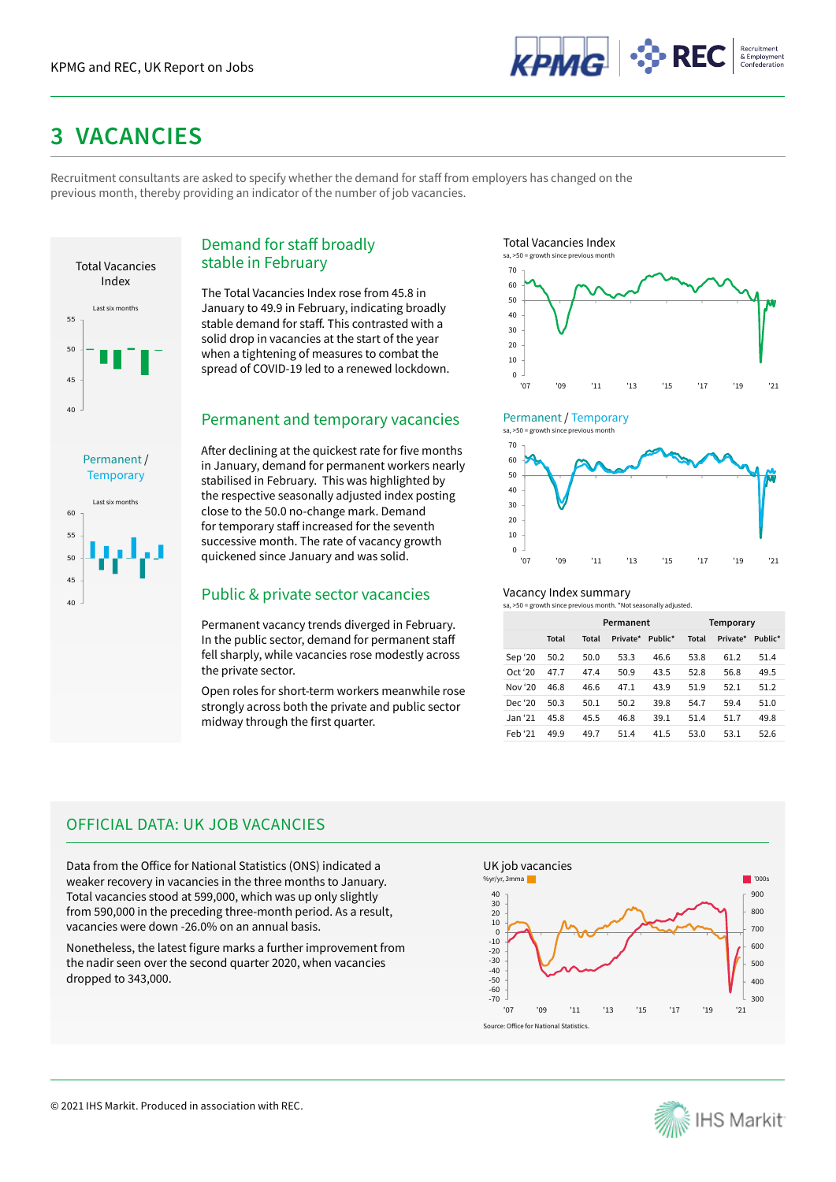# 3 VACANCIES

Recruitment consultants are asked to specify whether the demand for staff from employers has changed on the previous month, thereby providing an indicator of the number of job vacancies.

## Demand for staff broadly stable in February

The Total Vacancies Index rose from 45.8 in January to 49.9 in February, indicating broadly stable demand for staff. This contrasted with a solid drop in vacancies at the start of the year when a tightening of measures to combat the spread of COVID-19 led to a renewed lockdown.

## Permanent and temporary vacancies

After declining at the quickest rate for five months in January, demand for permanent workers nearly stabilised in February. This was highlighted by the respective seasonally adjusted index posting close to the 50.0 no-change mark. Demand for temporary staff increased for the seventh successive month. The rate of vacancy growth quickened since January and was solid.

## Public & private sector vacancies

Permanent vacancy trends diverged in February. In the public sector, demand for permanent staff fell sharply, while vacancies rose modestly across the private sector.

Open roles for short-term workers meanwhile rose strongly across both the private and public sector midway through the first quarter.

### Vacancy Index summary

sa, >50 = growth since previous month. *Not seasonally adjusted.

| | | Permanent | | | Temporary | | |
|---|---|---|---|---|---|---|---|
| | Total | Total | Private* | Public* | Total | Private* | Public* |
| Sep '20 | 50.2 | 50.0 | 53.3 | 46.6 | 53.8 | 61.2 | 51.4 |
| Oct '20 | 47.7 | 47.4 | 50.9 | 43.5 | 52.8 | 56.8 | 49.5 |
| Nov '20 | 46.8 | 46.6 | 47.1 | 43.9 | 51.9 | 52.1 | 51.2 |
| Dec '20 | 50.3 | 50.1 | 50.2 | 39.8 | 54.7 | 59.4 | 51.0 |
| Jan '21 | 45.8 | 45.5 | 46.8 | 39.1 | 51.4 | 51.7 | 49.8 |
| Feb '21 | 49.9 | 49.7 | 51.4 | 41.5 | 53.0 | 53.1 | 52.6 |

## OFFICIAL DATA: UK JOB VACANCIES

Data from the Office for National Statistics (ONS) indicated a weaker recovery in vacancies in the three months to January. Total vacancies stood at 599,000, which was up only slightly from 590,000 in the preceding three-month period. As a result, vacancies were down -26.0% on an annual basis.

Nonetheless, the latest figure marks a further improvement from the nadir seen over the second quarter 2020, when vacancies dropped to 343,000.

Source: Office for National Statistics.

© 2021 IHS Markit. Produced in association with REC.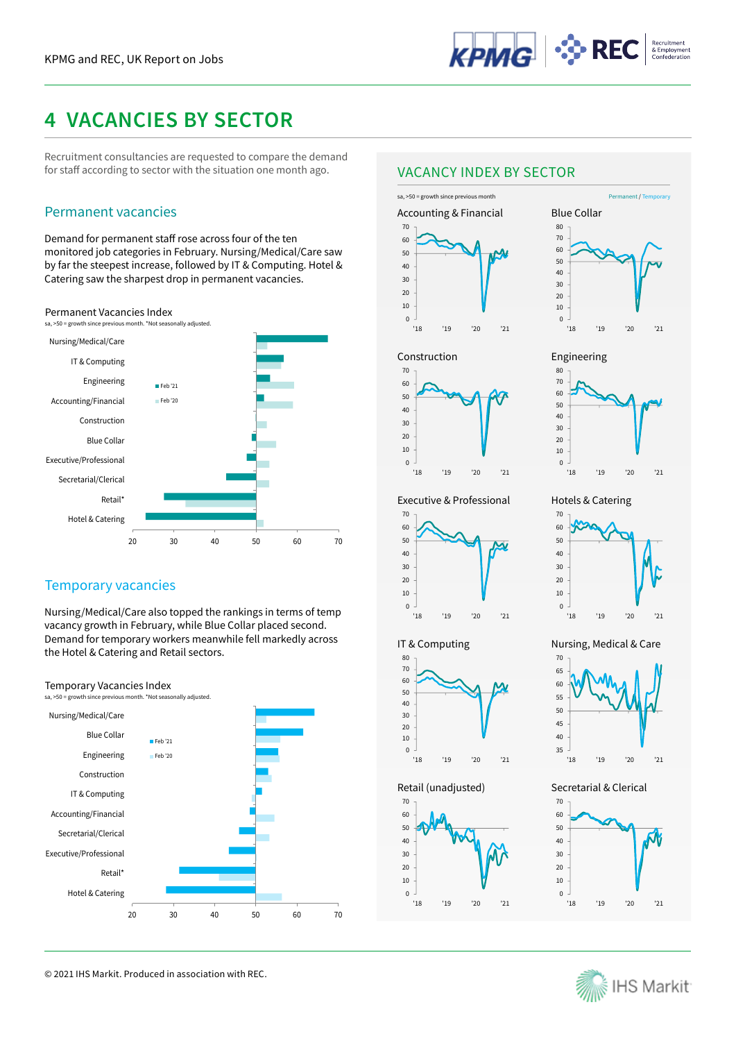# 4 VACANCIES BY SECTOR

Recruitment consultancies are requested to compare the demand for staff according to sector with the situation one month ago.

## Permanent vacancies

Demand for permanent staff rose across four of the ten monitored job categories in February. Nursing/Medical/Care saw by far the steepest increase, followed by IT & Computing. Hotel & Catering saw the sharpest drop in permanent vacancies.

Permanent Vacancies Index

sa, >50 = growth since previous month. *Not seasonally adjusted.

## Temporary vacancies

Nursing/Medical/Care also topped the rankings in terms of temp vacancy growth in February, while Blue Collar placed second. Demand for temporary workers meanwhile fell markedly across the Hotel & Catering and Retail sectors.

Temporary Vacancies Index

sa, >50 = growth since previous month. *Not seasonally adjusted.

## VACANCY INDEX BY SECTOR

sa, >50 = growth since previous month

Permanent / Temporary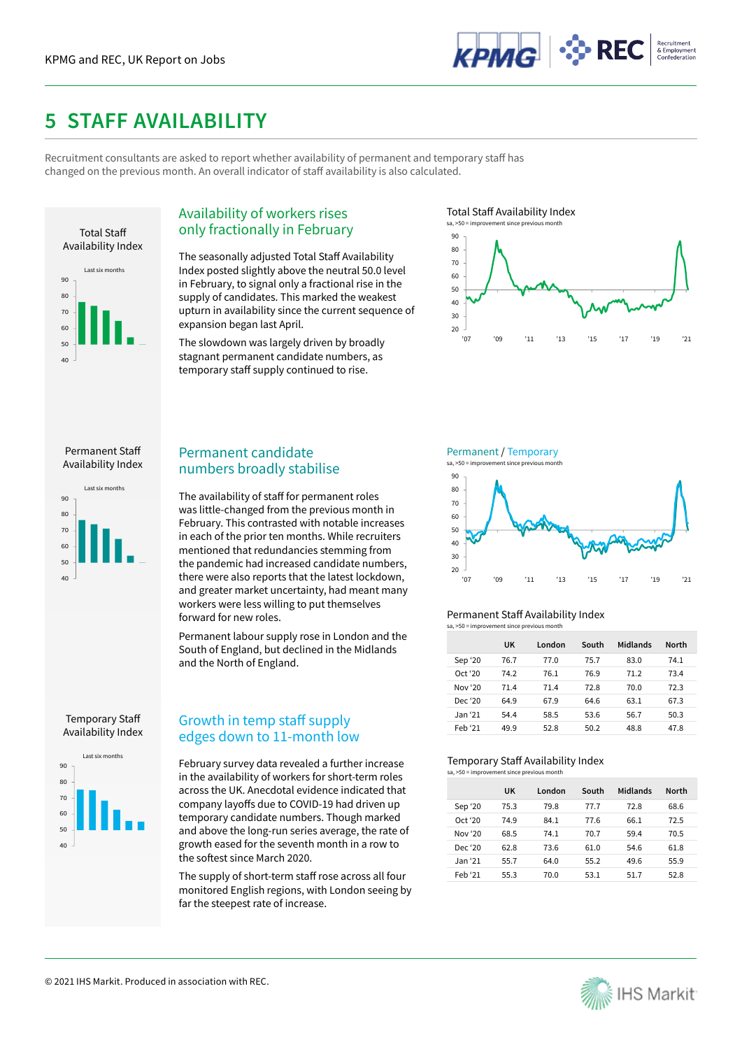# 5 STAFF AVAILABILITY

Recruitment consultants are asked to report whether availability of permanent and temporary staff has changed on the previous month. An overall indicator of staff availability is also calculated.

Total Staff Availability Index

Last six months

## Availability of workers rises only fractionally in February

The seasonally adjusted Total Staff Availability Index posted slightly above the neutral 50.0 level in February, to signal only a fractional rise in the supply of candidates. This marked the weakest upturn in availability since the current sequence of expansion began last April.

The slowdown was largely driven by broadly stagnant permanent candidate numbers, as temporary staff supply continued to rise.

Total Staff Availability Index

sa, >50 = improvement since previous month

Permanent Staff Availability Index

Last six months

## Permanent candidate numbers broadly stabilise

The availability of staff for permanent roles was little-changed from the previous month in February. This contrasted with notable increases in each of the prior ten months. While recruiters mentioned that redundancies stemming from the pandemic had increased candidate numbers, there were also reports that the latest lockdown, and greater market uncertainty, had meant many workers were less willing to put themselves forward for new roles.

Permanent labour supply rose in London and the South of England, but declined in the Midlands and the North of England.

Permanent / Temporary

sa, >50 = improvement since previous month

Permanent Staff Availability Index

sa, >50 = improvement since previous month

| | UK | London | South | Midlands | North |
|---|---|---|---|---|---|
| Sep '20 | 76.7 | 77.0 | 75.7 | 83.0 | 74.1 |
| Oct '20 | 74.2 | 76.1 | 76.9 | 71.2 | 73.4 |
| Nov '20 | 71.4 | 71.4 | 72.8 | 70.0 | 72.3 |
| Dec '20 | 64.9 | 67.9 | 64.6 | 63.1 | 67.3 |
| Jan '21 | 54.4 | 58.5 | 53.6 | 56.7 | 50.3 |
| Feb '21 | 49.9 | 52.8 | 50.2 | 48.8 | 47.8 |

Temporary Staff Availability Index

Last six months

## Growth in temp staff supply edges down to 11-month low

February survey data revealed a further increase in the availability of workers for short-term roles across the UK. Anecdotal evidence indicated that company layoffs due to COVID-19 had driven up temporary candidate numbers. Though marked and above the long-run series average, the rate of growth eased for the seventh month in a row to the softest since March 2020.

The supply of short-term staff rose across all four monitored English regions, with London seeing by far the steepest rate of increase.

Temporary Staff Availability Index

sa, >50 = improvement since previous month

| | UK | London | South | Midlands | North |
|---|---|---|---|---|---|
| Sep '20 | 75.3 | 79.8 | 77.7 | 72.8 | 68.6 |
| Oct '20 | 74.9 | 84.1 | 77.6 | 66.1 | 72.5 |
| Nov '20 | 68.5 | 74.1 | 70.7 | 59.4 | 70.5 |
| Dec '20 | 62.8 | 73.6 | 61.0 | 54.6 | 61.8 |
| Jan '21 | 55.7 | 64.0 | 55.2 | 49.6 | 55.9 |
| Feb '21 | 55.3 | 70.0 | 53.1 | 51.7 | 52.8 |

© 2021 IHS Markit. Produced in association with REC.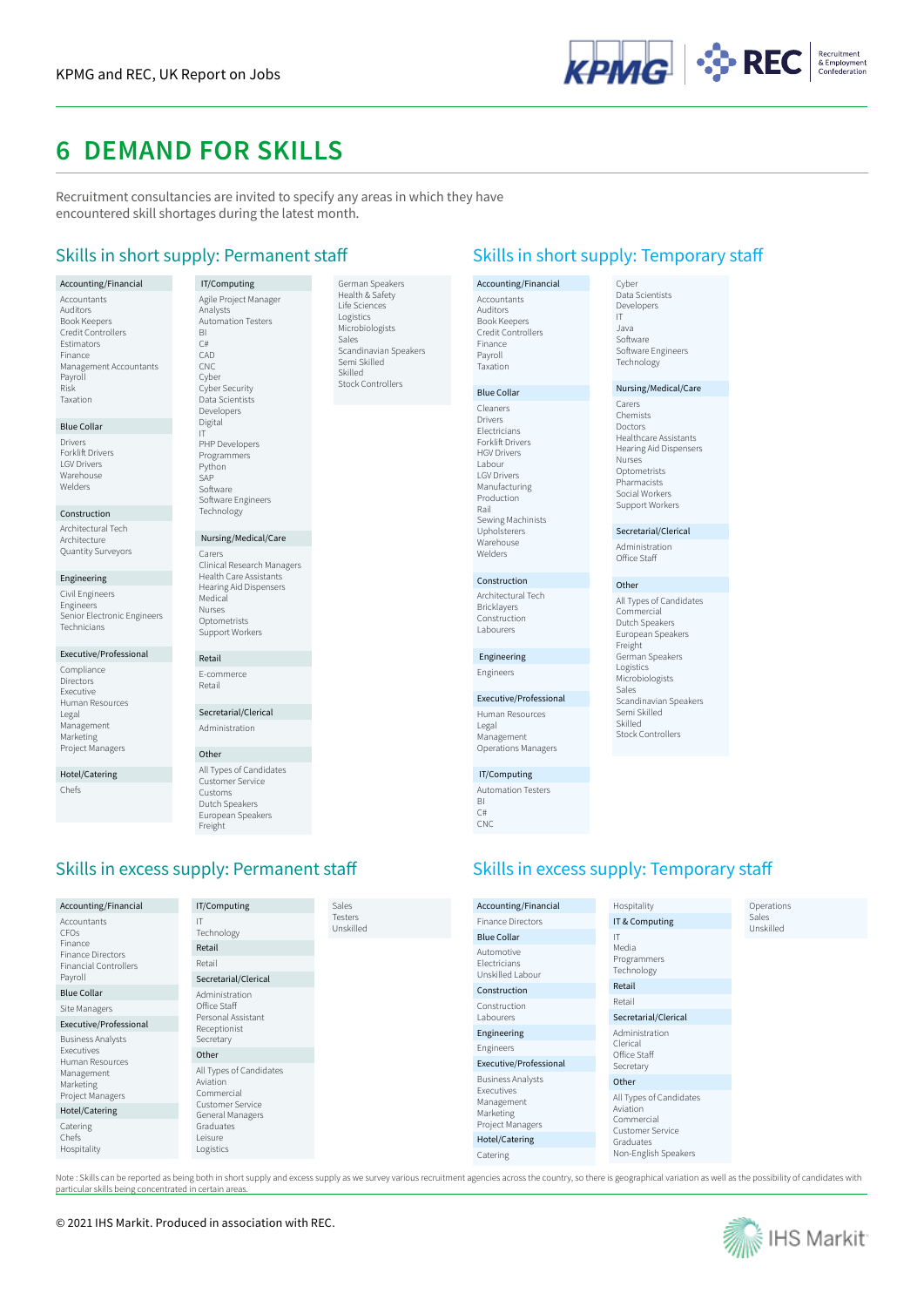# 6 DEMAND FOR SKILLS

Recruitment consultancies are invited to specify any areas in which they have encountered skill shortages during the latest month.

## Skills in short supply: Permanent staff

**Accounting/Financial**
- Accountants
- Auditors
- Book Keepers
- Credit Controllers
- Estimators
- Finance
- Management Accountants
- Payroll
- Risk
- Taxation

**Blue Collar**
- Drivers
- Forklift Drivers
- LGV Drivers
- Warehouse
- Welders

**Construction**
- Architectural Tech
- Architecture
- Quantity Surveyors

**Engineering**
- Civil Engineers
- Engineers
- Senior Electronic Engineers
- Technicians

**Executive/Professional**
- Compliance
- Directors
- Executive
- Human Resources
- Legal
- Management
- Marketing
- Project Managers

**Hotel/Catering**
- Chefs

**IT/Computing**
- Agile Project Manager
- Analysts
- Automation Testers
- BI
- C#
- CAD
- CNC
- Cyber
- Cyber Security
- Data Scientists
- Developers
- Digital
- IT
- PHP Developers
- Programmers
- Python
- SAP
- Software
- Software Engineers
- Technology

**Nursing/Medical/Care**
- Carers
- Clinical Research Managers
- Health Care Assistants
- Hearing Aid Dispensers
- Medical
- Nurses
- Optometrists
- Support Workers

**Retail**
- E-commerce
- Retail

**Secretarial/Clerical**
- Administration

**Other**
- All Types of Candidates
- Customer Service
- Customs
- Dutch Speakers
- European Speakers
- Freight
- German Speakers
- Health & Safety
- Life Sciences
- Logistics
- Microbiologists
- Sales
- Scandinavian Speakers
- Semi Skilled
- Skilled
- Stock Controllers

## Skills in short supply: Temporary staff

**Accounting/Financial**
- Accountants
- Auditors
- Book Keepers
- Credit Controllers
- Finance
- Payroll
- Taxation

**Blue Collar**
- Cleaners
- Drivers
- Electricians
- Forklift Drivers
- HGV Drivers
- Labour
- LGV Drivers
- Manufacturing
- Production
- Rail
- Sewing Machinists
- Upholsterers
- Warehouse
- Welders

**Construction**
- Architectural Tech
- Bricklayers
- Construction
- Labourers

**Engineering**
- Engineers

**Executive/Professional**
- Human Resources
- Legal
- Management
- Operations Managers

**IT/Computing**
- Automation Testers
- BI
- C#
- CNC
- Cyber
- Data Scientists
- Developers
- IT
- Java
- Software
- Software Engineers
- Technology

**Nursing/Medical/Care**
- Carers
- Chemists
- Doctors
- Healthcare Assistants
- Hearing Aid Dispensers
- Nurses
- Optometrists
- Pharmacists
- Social Workers
- Support Workers

**Secretarial/Clerical**
- Administration
- Office Staff

**Other**
- All Types of Candidates
- Commercial
- Dutch Speakers
- European Speakers
- Freight
- German Speakers
- Logistics
- Microbiologists
- Sales
- Scandinavian Speakers
- Semi Skilled
- Skilled
- Stock Controllers

## Skills in excess supply: Permanent staff

**Accounting/Financial**
- Accountants
- CFOs
- Finance
- Finance Directors
- Financial Controllers
- Payroll

**Blue Collar**
- Site Managers

**Executive/Professional**
- Business Analysts
- Executives
- Human Resources
- Management
- Marketing
- Project Managers

**Hotel/Catering**
- Catering
- Chefs
- Hospitality

**IT/Computing**
- IT
- Technology

**Retail**
- Retail

**Secretarial/Clerical**
- Administration
- Office Staff
- Personal Assistant
- Receptionist
- Secretary

**Other**
- All Types of Candidates
- Aviation
- Commercial
- Customer Service
- General Managers
- Graduates
- Leisure
- Logistics
- Sales
- Testers
- Unskilled

## Skills in excess supply: Temporary staff

**Accounting/Financial**
- Finance Directors

**Blue Collar**
- Automotive
- Electricians
- Unskilled Labour

**Construction**
- Construction
- Labourers

**Engineering**
- Engineers

**Executive/Professional**
- Business Analysts
- Executives
- Management
- Marketing
- Project Managers

**Hotel/Catering**
- Catering
- Hospitality

**IT & Computing**
- IT
- Media
- Programmers
- Technology

**Retail**
- Retail

**Secretarial/Clerical**
- Administration
- Clerical
- Office Staff
- Secretary

**Other**
- All Types of Candidates
- Aviation
- Commercial
- Customer Service
- Graduates
- Non-English Speakers
- Operations
- Sales
- Unskilled

Note : Skills can be reported as being both in short supply and excess supply as we survey various recruitment agencies across the country, so there is geographical variation as well as the possibility of candidates with particular skills being concentrated in certain areas.

© 2021 IHS Markit. Produced in association with REC.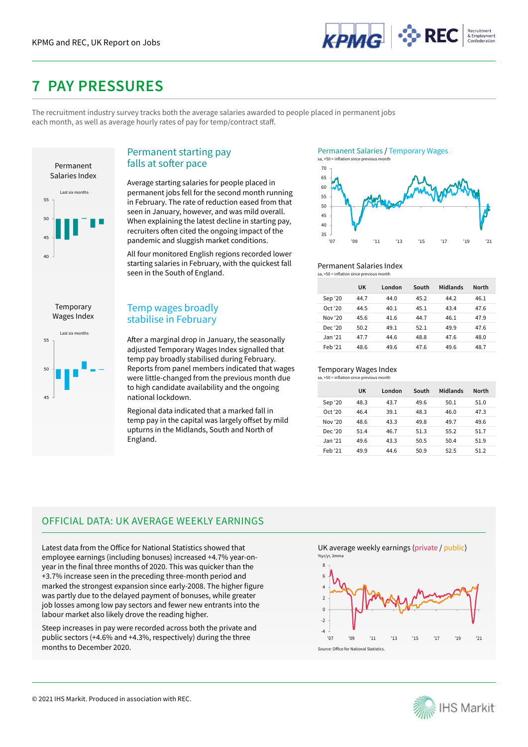# 7 PAY PRESSURES

The recruitment industry survey tracks both the average salaries awarded to people placed in permanent jobs each month, as well as average hourly rates of pay for temp/contract staff.

Permanent Salaries Index

Last six months

## Permanent starting pay falls at softer pace

Average starting salaries for people placed in permanent jobs fell for the second month running in February. The rate of reduction eased from that seen in January, however, and was mild overall. When explaining the latest decline in starting pay, recruiters often cited the ongoing impact of the pandemic and sluggish market conditions.

All four monitored English regions recorded lower starting salaries in February, with the quickest fall seen in the South of England.

Permanent Salaries / Temporary Wages

sa, >50 = inflation since previous month

Permanent Salaries Index

sa, >50 = inflation since previous month

| | UK | London | South | Midlands | North |
|---|---|---|---|---|---|
| Sep '20 | 44.7 | 44.0 | 45.2 | 44.2 | 46.1 |
| Oct '20 | 44.5 | 40.1 | 45.1 | 43.4 | 47.6 |
| Nov '20 | 45.6 | 41.6 | 44.7 | 46.1 | 47.9 |
| Dec '20 | 50.2 | 49.1 | 52.1 | 49.9 | 47.6 |
| Jan '21 | 47.7 | 44.6 | 48.8 | 47.6 | 48.0 |
| Feb '21 | 48.6 | 49.6 | 47.6 | 49.6 | 48.7 |

Temporary Wages Index

Last six months

## Temp wages broadly stabilise in February

After a marginal drop in January, the seasonally adjusted Temporary Wages Index signalled that temp pay broadly stabilised during February. Reports from panel members indicated that wages were little-changed from the previous month due to high candidate availability and the ongoing national lockdown.

Regional data indicated that a marked fall in temp pay in the capital was largely offset by mild upturns in the Midlands, South and North of England.

Temporary Wages Index

sa, >50 = inflation since previous month

| | UK | London | South | Midlands | North |
|---|---|---|---|---|---|
| Sep '20 | 48.3 | 43.7 | 49.6 | 50.1 | 51.0 |
| Oct '20 | 46.4 | 39.1 | 48.3 | 46.0 | 47.3 |
| Nov '20 | 48.6 | 43.3 | 49.8 | 49.7 | 49.6 |
| Dec '20 | 51.4 | 46.7 | 51.3 | 55.2 | 51.7 |
| Jan '21 | 49.6 | 43.3 | 50.5 | 50.4 | 51.9 |
| Feb '21 | 49.9 | 44.6 | 50.9 | 52.5 | 51.2 |

## OFFICIAL DATA: UK AVERAGE WEEKLY EARNINGS

Latest data from the Office for National Statistics showed that employee earnings (including bonuses) increased +4.7% year-on-year in the final three months of 2020. This was quicker than the +3.7% increase seen in the preceding three-month period and marked the strongest expansion since early-2008. The higher figure was partly due to the delayed payment of bonuses, while greater job losses among low pay sectors and fewer new entrants into the labour market also likely drove the reading higher.

Steep increases in pay were recorded across both the private and public sectors (+4.6% and +4.3%, respectively) during the three months to December 2020.

UK average weekly earnings (private / public)

%yr/yr, 3mma

Source: Office for National Statistics.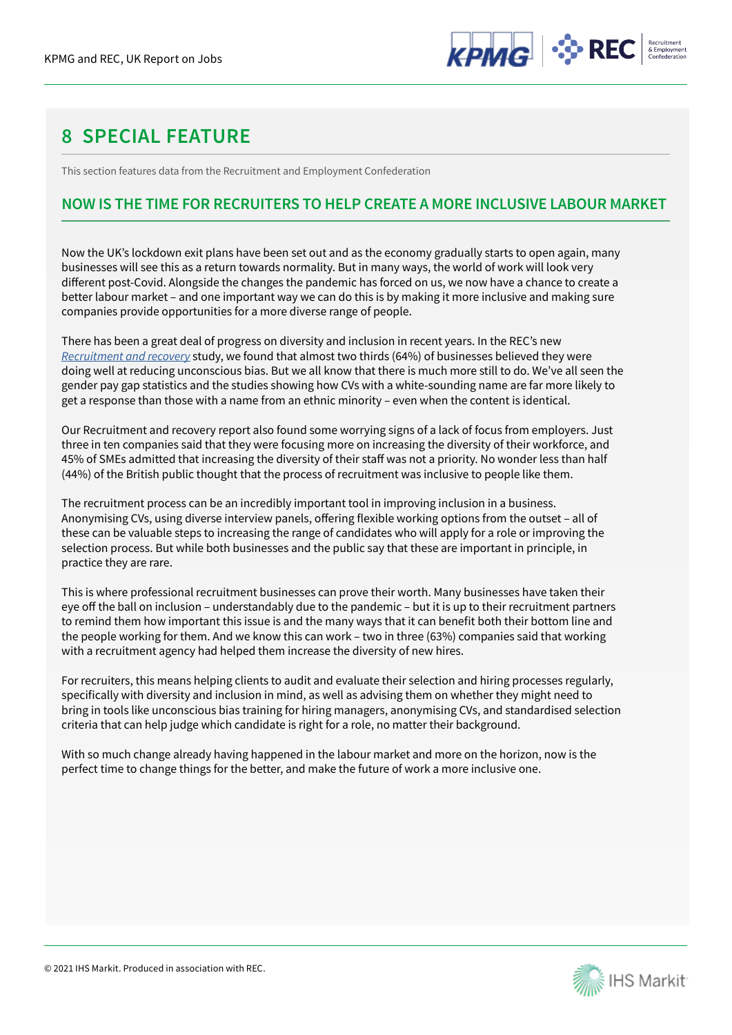# 8 SPECIAL FEATURE

This section features data from the Recruitment and Employment Confederation

## NOW IS THE TIME FOR RECRUITERS TO HELP CREATE A MORE INCLUSIVE LABOUR MARKET

Now the UK's lockdown exit plans have been set out and as the economy gradually starts to open again, many businesses will see this as a return towards normality. But in many ways, the world of work will look very different post-Covid. Alongside the changes the pandemic has forced on us, we now have a chance to create a better labour market – and one important way we can do this is by making it more inclusive and making sure companies provide opportunities for a more diverse range of people.

There has been a great deal of progress on diversity and inclusion in recent years. In the REC's new *Recruitment and recovery* study, we found that almost two thirds (64%) of businesses believed they were doing well at reducing unconscious bias. But we all know that there is much more still to do. We've all seen the gender pay gap statistics and the studies showing how CVs with a white-sounding name are far more likely to get a response than those with a name from an ethnic minority – even when the content is identical.

Our Recruitment and recovery report also found some worrying signs of a lack of focus from employers. Just three in ten companies said that they were focusing more on increasing the diversity of their workforce, and 45% of SMEs admitted that increasing the diversity of their staff was not a priority. No wonder less than half (44%) of the British public thought that the process of recruitment was inclusive to people like them.

The recruitment process can be an incredibly important tool in improving inclusion in a business. Anonymising CVs, using diverse interview panels, offering flexible working options from the outset – all of these can be valuable steps to increasing the range of candidates who will apply for a role or improving the selection process. But while both businesses and the public say that these are important in principle, in practice they are rare.

This is where professional recruitment businesses can prove their worth. Many businesses have taken their eye off the ball on inclusion – understandably due to the pandemic – but it is up to their recruitment partners to remind them how important this issue is and the many ways that it can benefit both their bottom line and the people working for them. And we know this can work – two in three (63%) companies said that working with a recruitment agency had helped them increase the diversity of new hires.

For recruiters, this means helping clients to audit and evaluate their selection and hiring processes regularly, specifically with diversity and inclusion in mind, as well as advising them on whether they might need to bring in tools like unconscious bias training for hiring managers, anonymising CVs, and standardised selection criteria that can help judge which candidate is right for a role, no matter their background.

With so much change already having happened in the labour market and more on the horizon, now is the perfect time to change things for the better, and make the future of work a more inclusive one.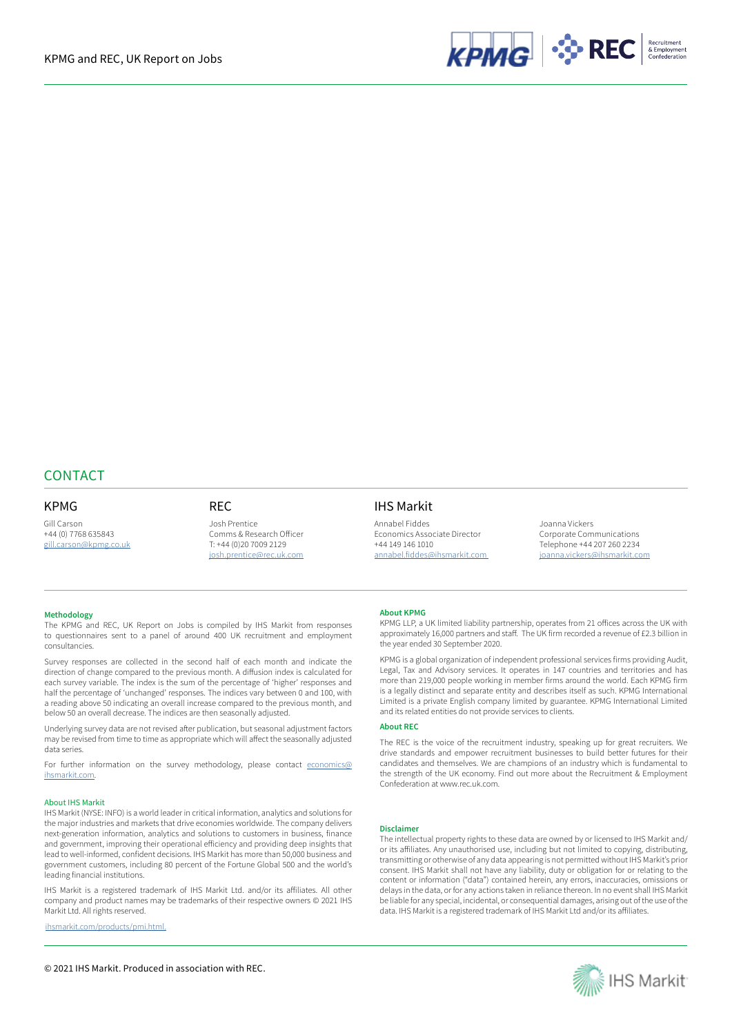## CONTACT

### KPMG

Gill Carson
+44 (0) 7768 635843
gill.carson@kpmg.co.uk

### REC

Josh Prentice
Comms & Research Officer
T: +44 (0)20 7009 2129
josh.prentice@rec.uk.com

### IHS Markit

Annabel Fiddes
Economics Associate Director
+44 149 146 1010
annabel.fiddes@ihsmarkit.com

Joanna Vickers
Corporate Communications
Telephone +44 207 260 2234
joanna.vickers@ihsmarkit.com

**Methodology**

The KPMG and REC, UK Report on Jobs is compiled by IHS Markit from responses to questionnaires sent to a panel of around 400 UK recruitment and employment consultancies.

Survey responses are collected in the second half of each month and indicate the direction of change compared to the previous month. A diffusion index is calculated for each survey variable. The index is the sum of the percentage of 'higher' responses and half the percentage of 'unchanged' responses. The indices vary between 0 and 100, with a reading above 50 indicating an overall increase compared to the previous month, and below 50 an overall decrease. The indices are then seasonally adjusted.

Underlying survey data are not revised after publication, but seasonal adjustment factors may be revised from time to time as appropriate which will affect the seasonally adjusted data series.

For further information on the survey methodology, please contact economics@ihsmarkit.com.

**About IHS Markit**

IHS Markit (NYSE: INFO) is a world leader in critical information, analytics and solutions for the major industries and markets that drive economies worldwide. The company delivers next-generation information, analytics and solutions to customers in business, finance and government, improving their operational efficiency and providing deep insights that lead to well-informed, confident decisions. IHS Markit has more than 50,000 business and government customers, including 80 percent of the Fortune Global 500 and the world's leading financial institutions.

IHS Markit is a registered trademark of IHS Markit Ltd. and/or its affiliates. All other company and product names may be trademarks of their respective owners © 2021 IHS Markit Ltd. All rights reserved.

ihsmarkit.com/products/pmi.html.

**About KPMG**

KPMG LLP, a UK limited liability partnership, operates from 21 offices across the UK with approximately 16,000 partners and staff. The UK firm recorded a revenue of £2.3 billion in the year ended 30 September 2020.

KPMG is a global organization of independent professional services firms providing Audit, Legal, Tax and Advisory services. It operates in 147 countries and territories and has more than 219,000 people working in member firms around the world. Each KPMG firm is a legally distinct and separate entity and describes itself as such. KPMG International Limited is a private English company limited by guarantee. KPMG International Limited and its related entities do not provide services to clients.

**About REC**

The REC is the voice of the recruitment industry, speaking up for great recruiters. We drive standards and empower recruitment businesses to build better futures for their candidates and themselves. We are champions of an industry which is fundamental to the strength of the UK economy. Find out more about the Recruitment & Employment Confederation at www.rec.uk.com.

**Disclaimer**

The intellectual property rights to these data are owned by or licensed to IHS Markit and/or its affiliates. Any unauthorised use, including but not limited to copying, distributing, transmitting or otherwise of any data appearing is not permitted without IHS Markit's prior consent. IHS Markit shall not have any liability, duty or obligation for or relating to the content or information ("data") contained herein, any errors, inaccuracies, omissions or delays in the data, or for any actions taken in reliance thereon. In no event shall IHS Markit be liable for any special, incidental, or consequential damages, arising out of the use of the data. IHS Markit is a registered trademark of IHS Markit Ltd and/or its affiliates.

© 2021 IHS Markit. Produced in association with REC.